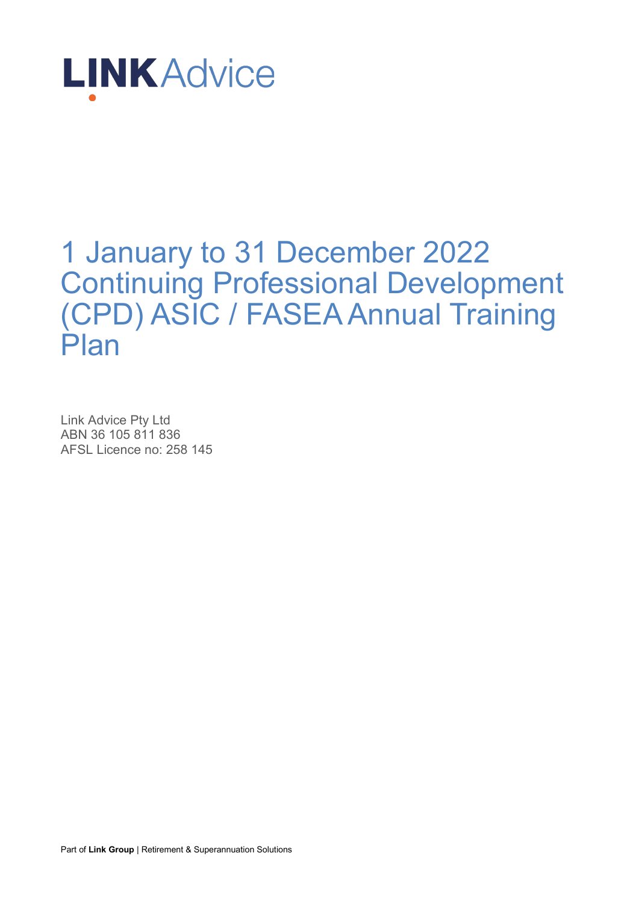LINK Advice

# 1 January to 31 December 2022 Continuing Professional Development (CPD) ASIC / FASEA Annual Training Plan

Link Advice Pty Ltd
ABN 36 105 811 836
AFSL Licence no: 258 145

Part of **Link Group** | Retirement & Superannuation Solutions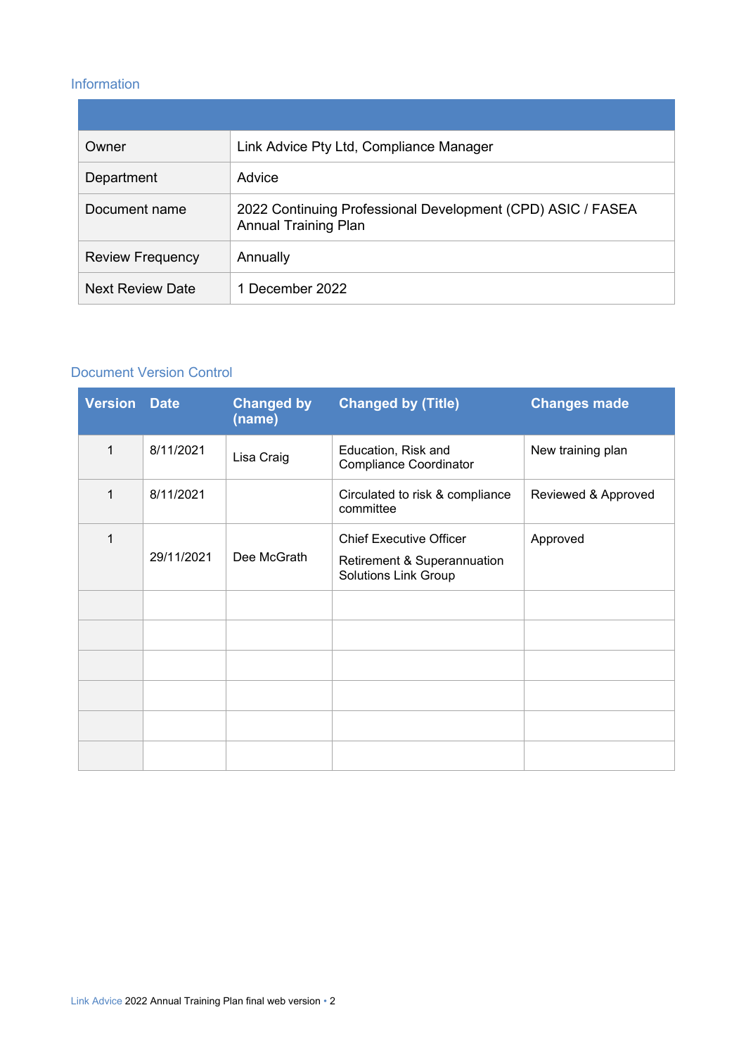## Information

| | |
|---|---|
| Owner | Link Advice Pty Ltd, Compliance Manager |
| Department | Advice |
| Document name | 2022 Continuing Professional Development (CPD) ASIC / FASEA Annual Training Plan |
| Review Frequency | Annually |
| Next Review Date | 1 December 2022 |

## Document Version Control

| Version | Date | Changed by (name) | Changed by (Title) | Changes made |
|---|---|---|---|---|
| 1 | 8/11/2021 | Lisa Craig | Education, Risk and Compliance Coordinator | New training plan |
| 1 | 8/11/2021 | | Circulated to risk & compliance committee | Reviewed & Approved |
| 1 | 29/11/2021 | Dee McGrath | Chief Executive Officer Retirement & Superannuation Solutions Link Group | Approved |
| | | | | |
| | | | | |
| | | | | |
| | | | | |
| | | | | |
| | | | | |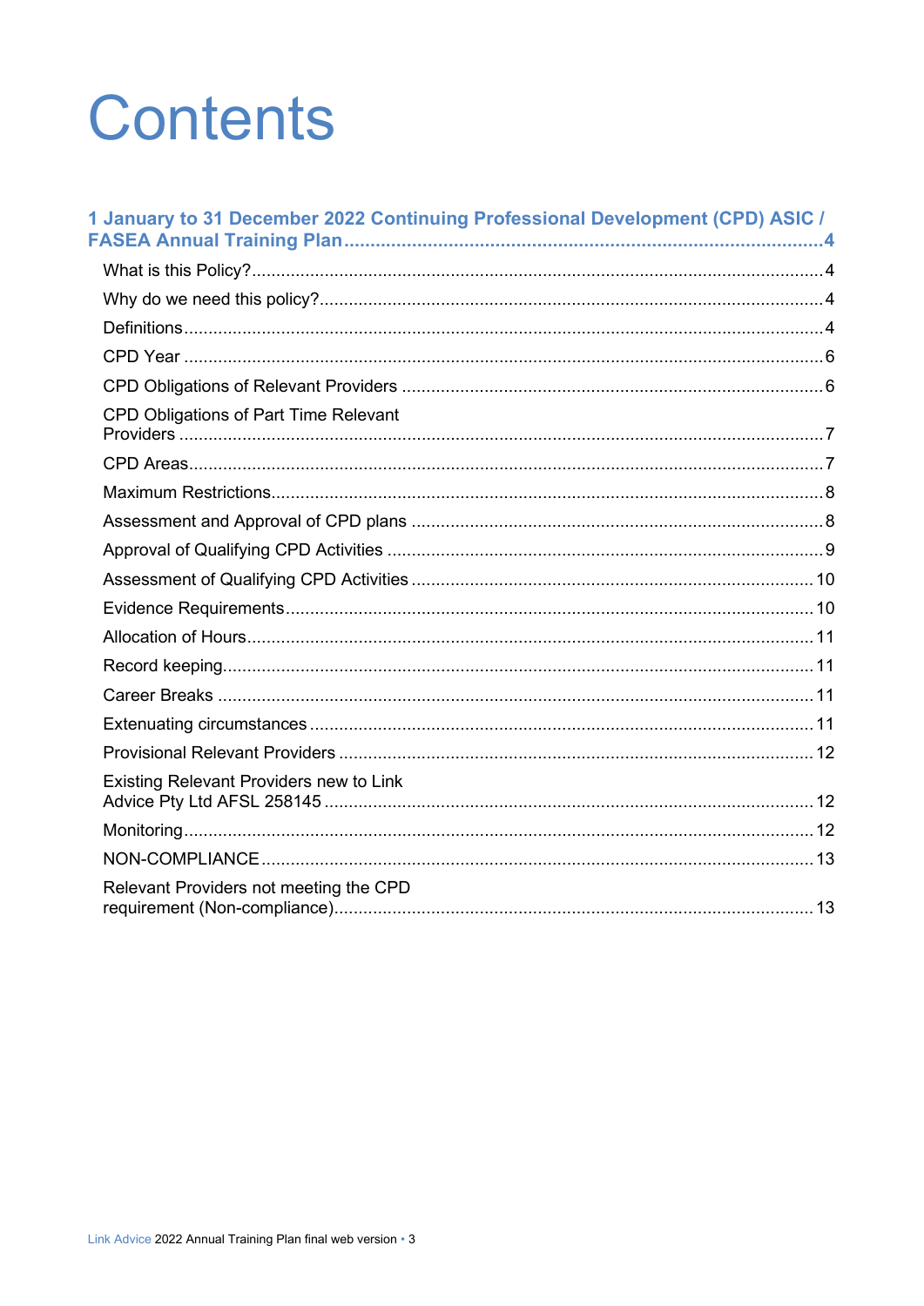# Contents

**1 January to 31 December 2022 Continuing Professional Development (CPD) ASIC / FASEA Annual Training Plan ........ 4**

- What is this Policy? ........ 4
- Why do we need this policy? ........ 4
- Definitions ........ 4
- CPD Year ........ 6
- CPD Obligations of Relevant Providers ........ 6
- CPD Obligations of Part Time Relevant Providers ........ 7
- CPD Areas ........ 7
- Maximum Restrictions ........ 8
- Assessment and Approval of CPD plans ........ 8
- Approval of Qualifying CPD Activities ........ 9
- Assessment of Qualifying CPD Activities ........ 10
- Evidence Requirements ........ 10
- Allocation of Hours ........ 11
- Record keeping ........ 11
- Career Breaks ........ 11
- Extenuating circumstances ........ 11
- Provisional Relevant Providers ........ 12
- Existing Relevant Providers new to Link Advice Pty Ltd AFSL 258145 ........ 12
- Monitoring ........ 12
- NON-COMPLIANCE ........ 13
- Relevant Providers not meeting the CPD requirement (Non-compliance) ........ 13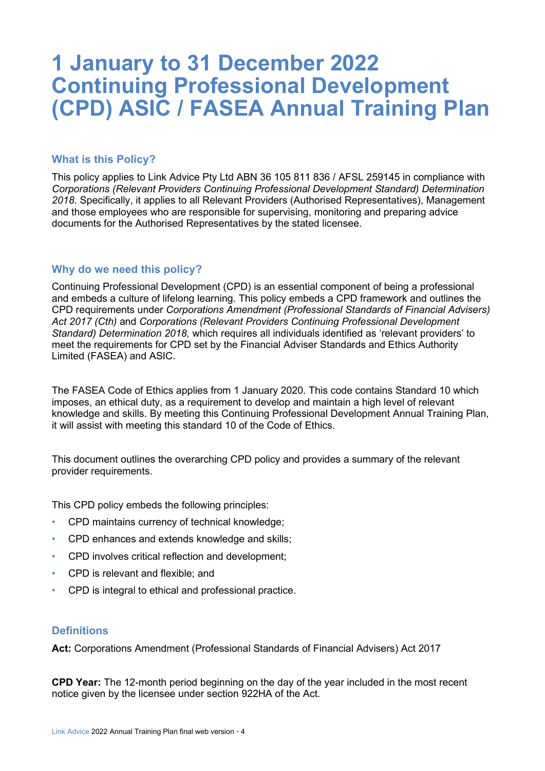# 1 January to 31 December 2022 Continuing Professional Development (CPD) ASIC / FASEA Annual Training Plan

## What is this Policy?

This policy applies to Link Advice Pty Ltd ABN 36 105 811 836 / AFSL 259145 in compliance with *Corporations (Relevant Providers Continuing Professional Development Standard) Determination 2018*. Specifically, it applies to all Relevant Providers (Authorised Representatives), Management and those employees who are responsible for supervising, monitoring and preparing advice documents for the Authorised Representatives by the stated licensee.

## Why do we need this policy?

Continuing Professional Development (CPD) is an essential component of being a professional and embeds a culture of lifelong learning. This policy embeds a CPD framework and outlines the CPD requirements under *Corporations Amendment (Professional Standards of Financial Advisers) Act 2017 (Cth)* and *Corporations (Relevant Providers Continuing Professional Development Standard) Determination 2018,* which requires all individuals identified as 'relevant providers' to meet the requirements for CPD set by the Financial Adviser Standards and Ethics Authority Limited (FASEA) and ASIC.

The FASEA Code of Ethics applies from 1 January 2020. This code contains Standard 10 which imposes, an ethical duty, as a requirement to develop and maintain a high level of relevant knowledge and skills. By meeting this Continuing Professional Development Annual Training Plan, it will assist with meeting this standard 10 of the Code of Ethics.

This document outlines the overarching CPD policy and provides a summary of the relevant provider requirements.

This CPD policy embeds the following principles:

- CPD maintains currency of technical knowledge;
- CPD enhances and extends knowledge and skills;
- CPD involves critical reflection and development;
- CPD is relevant and flexible; and
- CPD is integral to ethical and professional practice.

## Definitions

**Act:** Corporations Amendment (Professional Standards of Financial Advisers) Act 2017

**CPD Year:** The 12-month period beginning on the day of the year included in the most recent notice given by the licensee under section 922HA of the Act.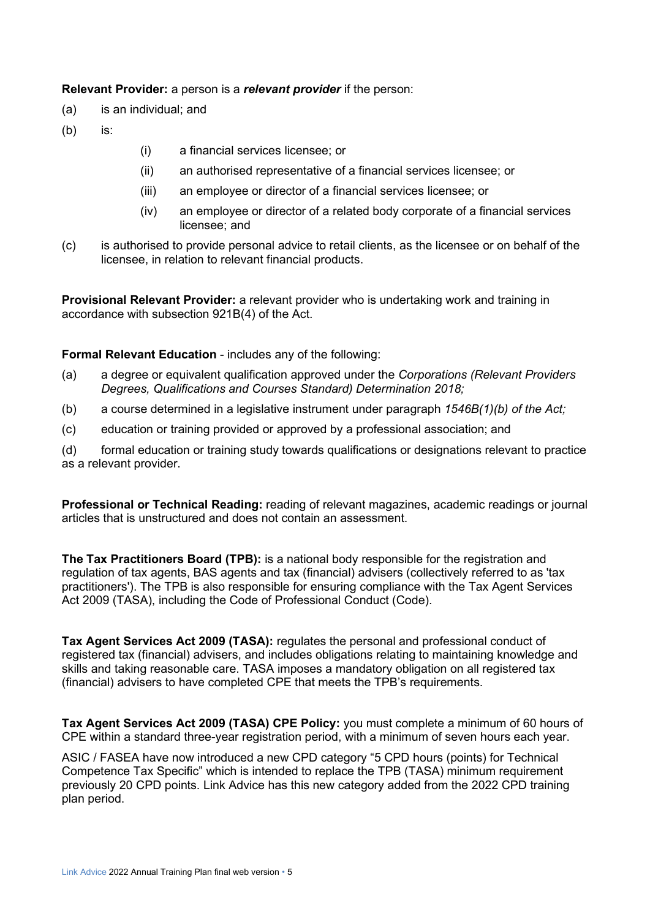**Relevant Provider:** a person is a ***relevant provider*** if the person:

(a) is an individual; and

(b) is:

   (i) a financial services licensee; or

   (ii) an authorised representative of a financial services licensee; or

   (iii) an employee or director of a financial services licensee; or

   (iv) an employee or director of a related body corporate of a financial services licensee; and

(c) is authorised to provide personal advice to retail clients, as the licensee or on behalf of the licensee, in relation to relevant financial products.

**Provisional Relevant Provider:** a relevant provider who is undertaking work and training in accordance with subsection 921B(4) of the Act.

**Formal Relevant Education** - includes any of the following:

(a) a degree or equivalent qualification approved under the *Corporations (Relevant Providers Degrees, Qualifications and Courses Standard) Determination 2018;*

(b) a course determined in a legislative instrument under paragraph *1546B(1)(b) of the Act;*

(c) education or training provided or approved by a professional association; and

(d) formal education or training study towards qualifications or designations relevant to practice as a relevant provider.

**Professional or Technical Reading:** reading of relevant magazines, academic readings or journal articles that is unstructured and does not contain an assessment.

**The Tax Practitioners Board (TPB):** is a national body responsible for the registration and regulation of tax agents, BAS agents and tax (financial) advisers (collectively referred to as 'tax practitioners'). The TPB is also responsible for ensuring compliance with the Tax Agent Services Act 2009 (TASA), including the Code of Professional Conduct (Code).

**Tax Agent Services Act 2009 (TASA):** regulates the personal and professional conduct of registered tax (financial) advisers, and includes obligations relating to maintaining knowledge and skills and taking reasonable care. TASA imposes a mandatory obligation on all registered tax (financial) advisers to have completed CPE that meets the TPB's requirements.

**Tax Agent Services Act 2009 (TASA) CPE Policy:** you must complete a minimum of 60 hours of CPE within a standard three-year registration period, with a minimum of seven hours each year.

ASIC / FASEA have now introduced a new CPD category "5 CPD hours (points) for Technical Competence Tax Specific" which is intended to replace the TPB (TASA) minimum requirement previously 20 CPD points. Link Advice has this new category added from the 2022 CPD training plan period.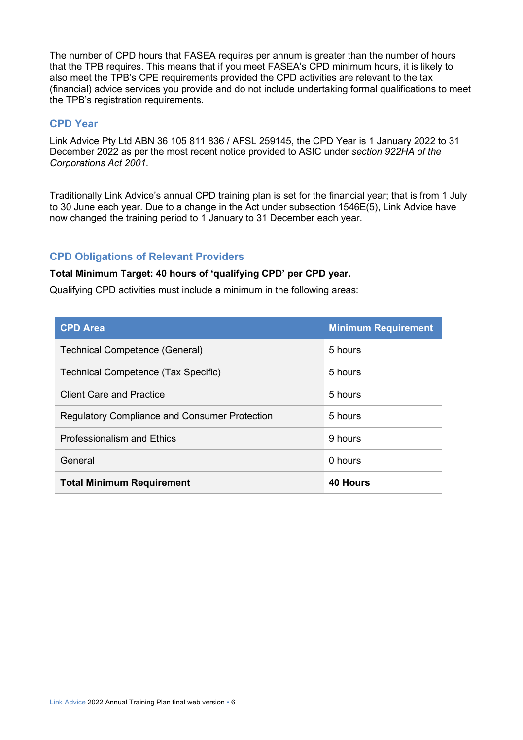The number of CPD hours that FASEA requires per annum is greater than the number of hours that the TPB requires. This means that if you meet FASEA's CPD minimum hours, it is likely to also meet the TPB's CPE requirements provided the CPD activities are relevant to the tax (financial) advice services you provide and do not include undertaking formal qualifications to meet the TPB's registration requirements.

## CPD Year

Link Advice Pty Ltd ABN 36 105 811 836 / AFSL 259145, the CPD Year is 1 January 2022 to 31 December 2022 as per the most recent notice provided to ASIC under *section 922HA of the Corporations Act 2001.*

Traditionally Link Advice's annual CPD training plan is set for the financial year; that is from 1 July to 30 June each year. Due to a change in the Act under subsection 1546E(5), Link Advice have now changed the training period to 1 January to 31 December each year.

## CPD Obligations of Relevant Providers

**Total Minimum Target: 40 hours of 'qualifying CPD' per CPD year.**

Qualifying CPD activities must include a minimum in the following areas:

| CPD Area | Minimum Requirement |
|---|---|
| Technical Competence (General) | 5 hours |
| Technical Competence (Tax Specific) | 5 hours |
| Client Care and Practice | 5 hours |
| Regulatory Compliance and Consumer Protection | 5 hours |
| Professionalism and Ethics | 9 hours |
| General | 0 hours |
| **Total Minimum Requirement** | **40 Hours** |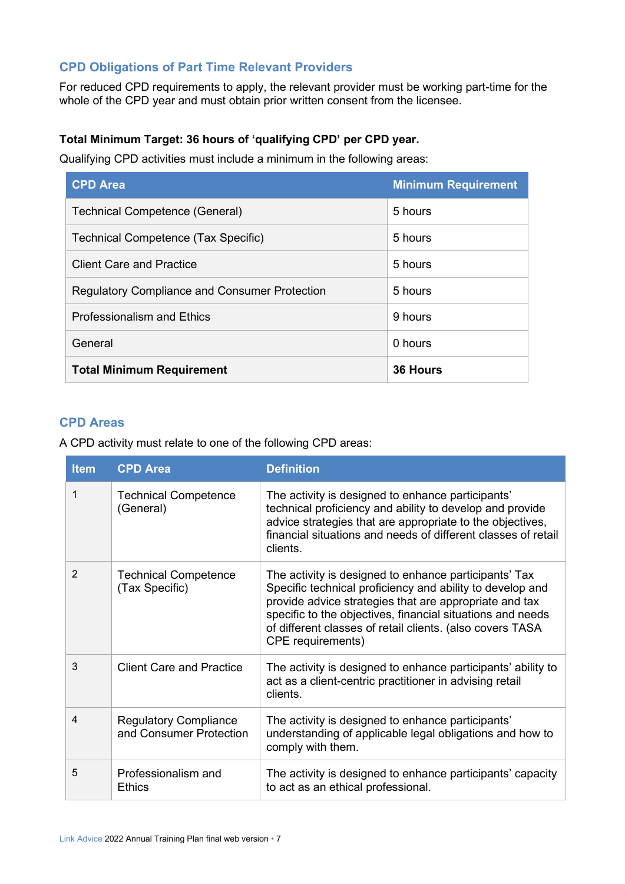## CPD Obligations of Part Time Relevant Providers

For reduced CPD requirements to apply, the relevant provider must be working part-time for the whole of the CPD year and must obtain prior written consent from the licensee.

**Total Minimum Target: 36 hours of 'qualifying CPD' per CPD year.**

Qualifying CPD activities must include a minimum in the following areas:

| CPD Area | Minimum Requirement |
|---|---|
| Technical Competence (General) | 5 hours |
| Technical Competence (Tax Specific) | 5 hours |
| Client Care and Practice | 5 hours |
| Regulatory Compliance and Consumer Protection | 5 hours |
| Professionalism and Ethics | 9 hours |
| General | 0 hours |
| **Total Minimum Requirement** | **36 Hours** |

## CPD Areas

A CPD activity must relate to one of the following CPD areas:

| Item | CPD Area | Definition |
|---|---|---|
| 1 | Technical Competence (General) | The activity is designed to enhance participants' technical proficiency and ability to develop and provide advice strategies that are appropriate to the objectives, financial situations and needs of different classes of retail clients. |
| 2 | Technical Competence (Tax Specific) | The activity is designed to enhance participants' Tax Specific technical proficiency and ability to develop and provide advice strategies that are appropriate and tax specific to the objectives, financial situations and needs of different classes of retail clients. (also covers TASA CPE requirements) |
| 3 | Client Care and Practice | The activity is designed to enhance participants' ability to act as a client-centric practitioner in advising retail clients. |
| 4 | Regulatory Compliance and Consumer Protection | The activity is designed to enhance participants' understanding of applicable legal obligations and how to comply with them. |
| 5 | Professionalism and Ethics | The activity is designed to enhance participants' capacity to act as an ethical professional. |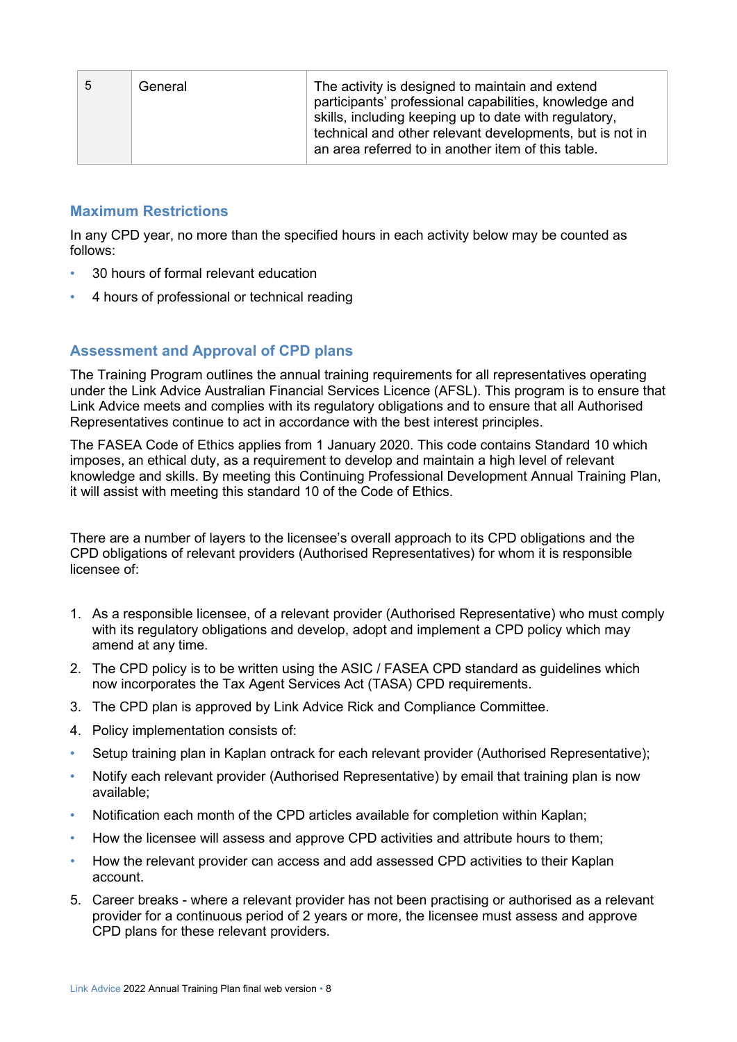| 5 | General | The activity is designed to maintain and extend participants' professional capabilities, knowledge and skills, including keeping up to date with regulatory, technical and other relevant developments, but is not in an area referred to in another item of this table. |
|---|---|---|

## Maximum Restrictions

In any CPD year, no more than the specified hours in each activity below may be counted as follows:

- 30 hours of formal relevant education
- 4 hours of professional or technical reading

## Assessment and Approval of CPD plans

The Training Program outlines the annual training requirements for all representatives operating under the Link Advice Australian Financial Services Licence (AFSL). This program is to ensure that Link Advice meets and complies with its regulatory obligations and to ensure that all Authorised Representatives continue to act in accordance with the best interest principles.

The FASEA Code of Ethics applies from 1 January 2020. This code contains Standard 10 which imposes, an ethical duty, as a requirement to develop and maintain a high level of relevant knowledge and skills. By meeting this Continuing Professional Development Annual Training Plan, it will assist with meeting this standard 10 of the Code of Ethics.

There are a number of layers to the licensee's overall approach to its CPD obligations and the CPD obligations of relevant providers (Authorised Representatives) for whom it is responsible licensee of:

1. As a responsible licensee, of a relevant provider (Authorised Representative) who must comply with its regulatory obligations and develop, adopt and implement a CPD policy which may amend at any time.
2. The CPD policy is to be written using the ASIC / FASEA CPD standard as guidelines which now incorporates the Tax Agent Services Act (TASA) CPD requirements.
3. The CPD plan is approved by Link Advice Rick and Compliance Committee.
4. Policy implementation consists of:
   - Setup training plan in Kaplan ontrack for each relevant provider (Authorised Representative);
   - Notify each relevant provider (Authorised Representative) by email that training plan is now available;
   - Notification each month of the CPD articles available for completion within Kaplan;
   - How the licensee will assess and approve CPD activities and attribute hours to them;
   - How the relevant provider can access and add assessed CPD activities to their Kaplan account.
5. Career breaks - where a relevant provider has not been practising or authorised as a relevant provider for a continuous period of 2 years or more, the licensee must assess and approve CPD plans for these relevant providers.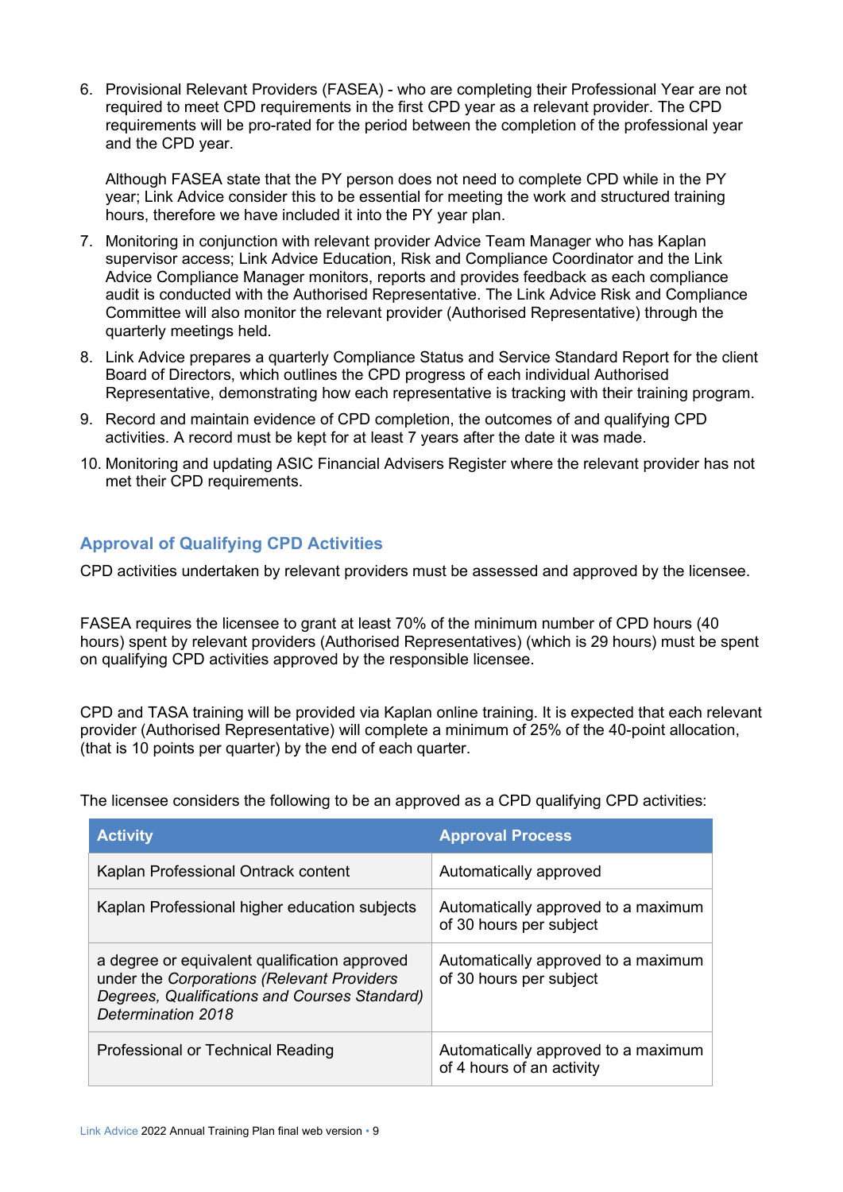6. Provisional Relevant Providers (FASEA) - who are completing their Professional Year are not required to meet CPD requirements in the first CPD year as a relevant provider. The CPD requirements will be pro-rated for the period between the completion of the professional year and the CPD year.

   Although FASEA state that the PY person does not need to complete CPD while in the PY year; Link Advice consider this to be essential for meeting the work and structured training hours, therefore we have included it into the PY year plan.

7. Monitoring in conjunction with relevant provider Advice Team Manager who has Kaplan supervisor access; Link Advice Education, Risk and Compliance Coordinator and the Link Advice Compliance Manager monitors, reports and provides feedback as each compliance audit is conducted with the Authorised Representative. The Link Advice Risk and Compliance Committee will also monitor the relevant provider (Authorised Representative) through the quarterly meetings held.
8. Link Advice prepares a quarterly Compliance Status and Service Standard Report for the client Board of Directors, which outlines the CPD progress of each individual Authorised Representative, demonstrating how each representative is tracking with their training program.
9. Record and maintain evidence of CPD completion, the outcomes of and qualifying CPD activities. A record must be kept for at least 7 years after the date it was made.
10. Monitoring and updating ASIC Financial Advisers Register where the relevant provider has not met their CPD requirements.

## Approval of Qualifying CPD Activities

CPD activities undertaken by relevant providers must be assessed and approved by the licensee.

FASEA requires the licensee to grant at least 70% of the minimum number of CPD hours (40 hours) spent by relevant providers (Authorised Representatives) (which is 29 hours) must be spent on qualifying CPD activities approved by the responsible licensee.

CPD and TASA training will be provided via Kaplan online training. It is expected that each relevant provider (Authorised Representative) will complete a minimum of 25% of the 40-point allocation, (that is 10 points per quarter) by the end of each quarter.

The licensee considers the following to be an approved as a CPD qualifying CPD activities:

| Activity | Approval Process |
|---|---|
| Kaplan Professional Ontrack content | Automatically approved |
| Kaplan Professional higher education subjects | Automatically approved to a maximum of 30 hours per subject |
| a degree or equivalent qualification approved under the *Corporations (Relevant Providers Degrees, Qualifications and Courses Standard) Determination 2018* | Automatically approved to a maximum of 30 hours per subject |
| Professional or Technical Reading | Automatically approved to a maximum of 4 hours of an activity |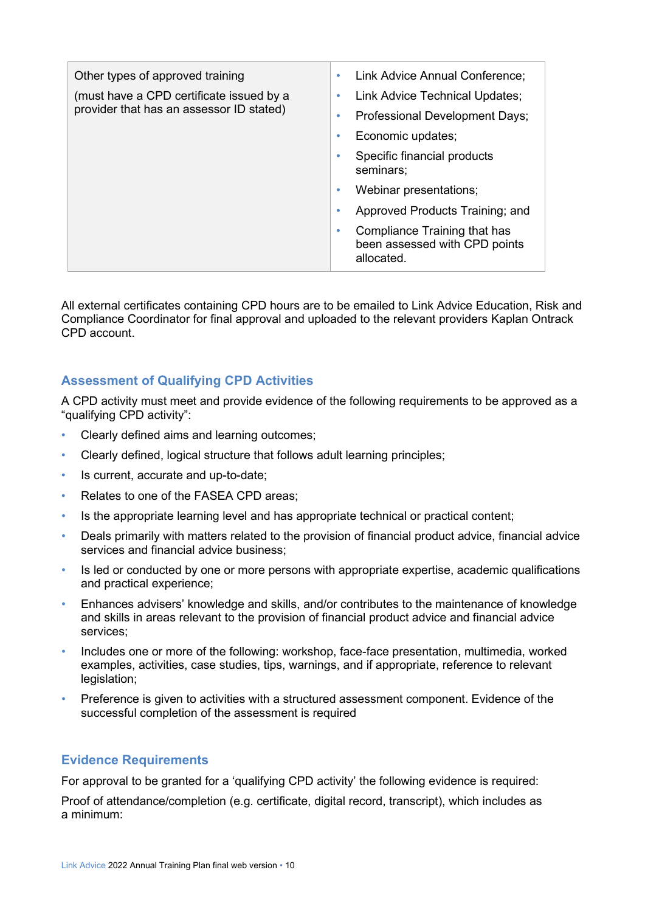| Other types of approved training<br>(must have a CPD certificate issued by a provider that has an assessor ID stated) | • Link Advice Annual Conference;<br>• Link Advice Technical Updates;<br>• Professional Development Days;<br>• Economic updates;<br>• Specific financial products seminars;<br>• Webinar presentations;<br>• Approved Products Training; and<br>• Compliance Training that has been assessed with CPD points allocated. |
|---|---|

All external certificates containing CPD hours are to be emailed to Link Advice Education, Risk and Compliance Coordinator for final approval and uploaded to the relevant providers Kaplan Ontrack CPD account.

## Assessment of Qualifying CPD Activities

A CPD activity must meet and provide evidence of the following requirements to be approved as a "qualifying CPD activity":

- Clearly defined aims and learning outcomes;
- Clearly defined, logical structure that follows adult learning principles;
- Is current, accurate and up-to-date;
- Relates to one of the FASEA CPD areas;
- Is the appropriate learning level and has appropriate technical or practical content;
- Deals primarily with matters related to the provision of financial product advice, financial advice services and financial advice business;
- Is led or conducted by one or more persons with appropriate expertise, academic qualifications and practical experience;
- Enhances advisers' knowledge and skills, and/or contributes to the maintenance of knowledge and skills in areas relevant to the provision of financial product advice and financial advice services;
- Includes one or more of the following: workshop, face-face presentation, multimedia, worked examples, activities, case studies, tips, warnings, and if appropriate, reference to relevant legislation;
- Preference is given to activities with a structured assessment component. Evidence of the successful completion of the assessment is required

## Evidence Requirements

For approval to be granted for a 'qualifying CPD activity' the following evidence is required:

Proof of attendance/completion (e.g. certificate, digital record, transcript), which includes as a minimum: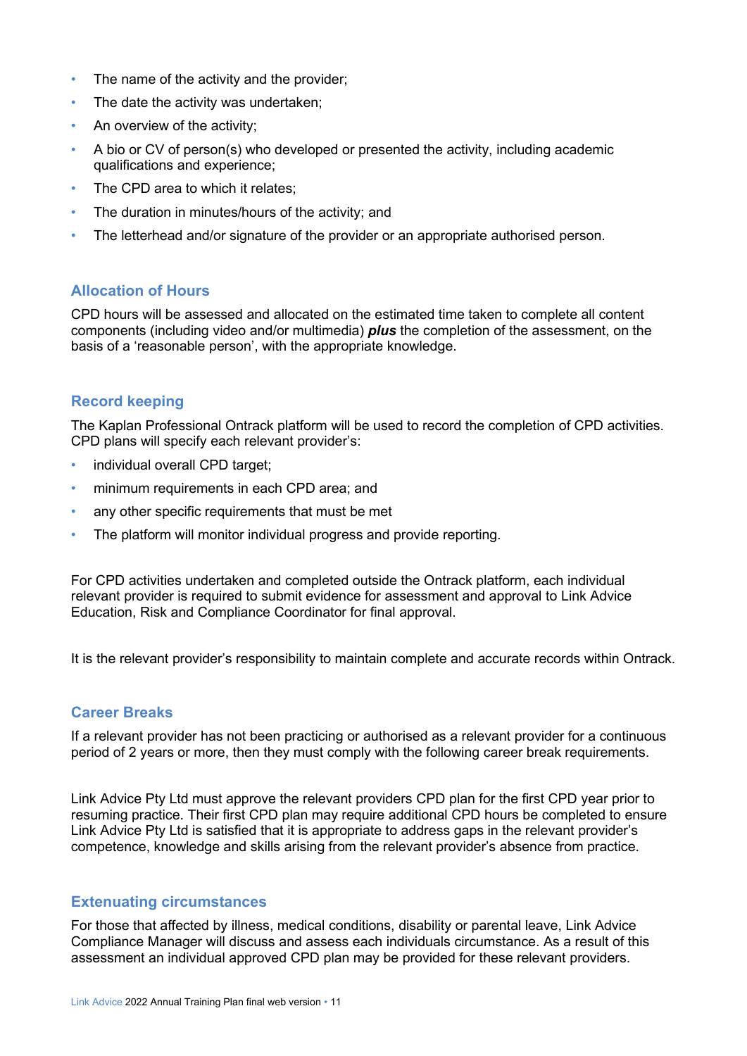- The name of the activity and the provider;
- The date the activity was undertaken;
- An overview of the activity;
- A bio or CV of person(s) who developed or presented the activity, including academic qualifications and experience;
- The CPD area to which it relates;
- The duration in minutes/hours of the activity; and
- The letterhead and/or signature of the provider or an appropriate authorised person.

## Allocation of Hours

CPD hours will be assessed and allocated on the estimated time taken to complete all content components (including video and/or multimedia) ***plus*** the completion of the assessment, on the basis of a 'reasonable person', with the appropriate knowledge.

## Record keeping

The Kaplan Professional Ontrack platform will be used to record the completion of CPD activities. CPD plans will specify each relevant provider's:

- individual overall CPD target;
- minimum requirements in each CPD area; and
- any other specific requirements that must be met
- The platform will monitor individual progress and provide reporting.

For CPD activities undertaken and completed outside the Ontrack platform, each individual relevant provider is required to submit evidence for assessment and approval to Link Advice Education, Risk and Compliance Coordinator for final approval.

It is the relevant provider's responsibility to maintain complete and accurate records within Ontrack.

## Career Breaks

If a relevant provider has not been practicing or authorised as a relevant provider for a continuous period of 2 years or more, then they must comply with the following career break requirements.

Link Advice Pty Ltd must approve the relevant providers CPD plan for the first CPD year prior to resuming practice. Their first CPD plan may require additional CPD hours be completed to ensure Link Advice Pty Ltd is satisfied that it is appropriate to address gaps in the relevant provider's competence, knowledge and skills arising from the relevant provider's absence from practice.

## Extenuating circumstances

For those that affected by illness, medical conditions, disability or parental leave, Link Advice Compliance Manager will discuss and assess each individuals circumstance. As a result of this assessment an individual approved CPD plan may be provided for these relevant providers.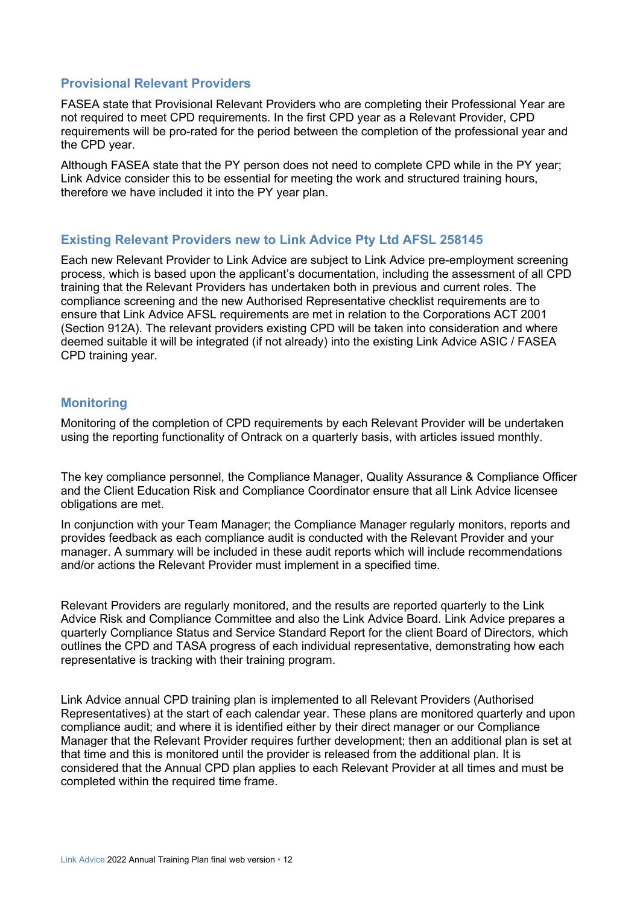## Provisional Relevant Providers

FASEA state that Provisional Relevant Providers who are completing their Professional Year are not required to meet CPD requirements. In the first CPD year as a Relevant Provider, CPD requirements will be pro-rated for the period between the completion of the professional year and the CPD year.

Although FASEA state that the PY person does not need to complete CPD while in the PY year; Link Advice consider this to be essential for meeting the work and structured training hours, therefore we have included it into the PY year plan.

## Existing Relevant Providers new to Link Advice Pty Ltd AFSL 258145

Each new Relevant Provider to Link Advice are subject to Link Advice pre-employment screening process, which is based upon the applicant's documentation, including the assessment of all CPD training that the Relevant Providers has undertaken both in previous and current roles. The compliance screening and the new Authorised Representative checklist requirements are to ensure that Link Advice AFSL requirements are met in relation to the Corporations ACT 2001 (Section 912A). The relevant providers existing CPD will be taken into consideration and where deemed suitable it will be integrated (if not already) into the existing Link Advice ASIC / FASEA CPD training year.

## Monitoring

Monitoring of the completion of CPD requirements by each Relevant Provider will be undertaken using the reporting functionality of Ontrack on a quarterly basis, with articles issued monthly.

The key compliance personnel, the Compliance Manager, Quality Assurance & Compliance Officer and the Client Education Risk and Compliance Coordinator ensure that all Link Advice licensee obligations are met.

In conjunction with your Team Manager; the Compliance Manager regularly monitors, reports and provides feedback as each compliance audit is conducted with the Relevant Provider and your manager. A summary will be included in these audit reports which will include recommendations and/or actions the Relevant Provider must implement in a specified time.

Relevant Providers are regularly monitored, and the results are reported quarterly to the Link Advice Risk and Compliance Committee and also the Link Advice Board. Link Advice prepares a quarterly Compliance Status and Service Standard Report for the client Board of Directors, which outlines the CPD and TASA progress of each individual representative, demonstrating how each representative is tracking with their training program.

Link Advice annual CPD training plan is implemented to all Relevant Providers (Authorised Representatives) at the start of each calendar year. These plans are monitored quarterly and upon compliance audit; and where it is identified either by their direct manager or our Compliance Manager that the Relevant Provider requires further development; then an additional plan is set at that time and this is monitored until the provider is released from the additional plan. It is considered that the Annual CPD plan applies to each Relevant Provider at all times and must be completed within the required time frame.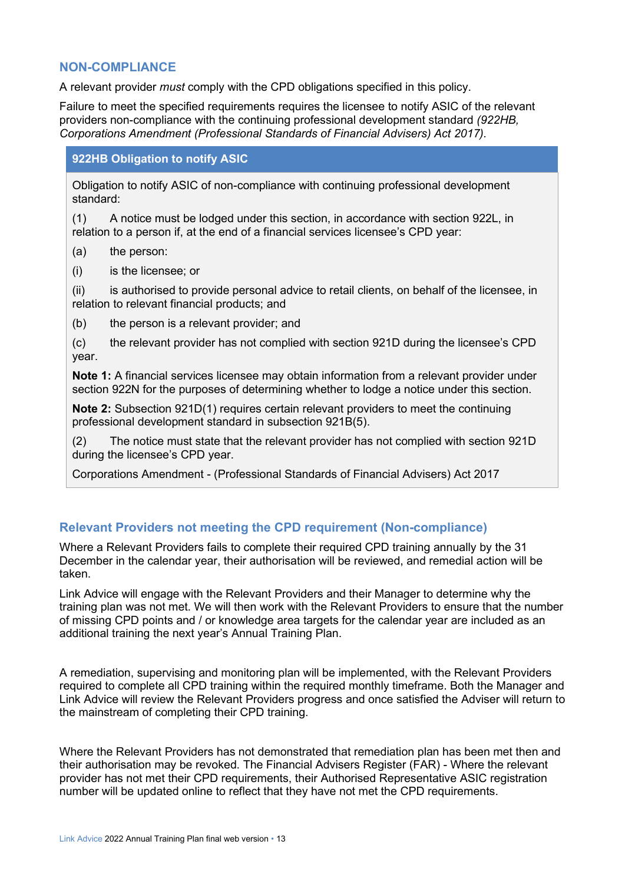## NON-COMPLIANCE

A relevant provider *must* comply with the CPD obligations specified in this policy.

Failure to meet the specified requirements requires the licensee to notify ASIC of the relevant providers non-compliance with the continuing professional development standard *(922HB, Corporations Amendment (Professional Standards of Financial Advisers) Act 2017).*

| **922HB Obligation to notify ASIC** |
|---|
| Obligation to notify ASIC of non-compliance with continuing professional development standard:<br><br>(1) A notice must be lodged under this section, in accordance with section 922L, in relation to a person if, at the end of a financial services licensee's CPD year:<br><br>(a) the person:<br><br>(i) is the licensee; or<br><br>(ii) is authorised to provide personal advice to retail clients, on behalf of the licensee, in relation to relevant financial products; and<br><br>(b) the person is a relevant provider; and<br><br>(c) the relevant provider has not complied with section 921D during the licensee's CPD year.<br><br>**Note 1:** A financial services licensee may obtain information from a relevant provider under section 922N for the purposes of determining whether to lodge a notice under this section.<br><br>**Note 2:** Subsection 921D(1) requires certain relevant providers to meet the continuing professional development standard in subsection 921B(5).<br><br>(2) The notice must state that the relevant provider has not complied with section 921D during the licensee's CPD year.<br><br>Corporations Amendment - (Professional Standards of Financial Advisers) Act 2017 |

### Relevant Providers not meeting the CPD requirement (Non-compliance)

Where a Relevant Providers fails to complete their required CPD training annually by the 31 December in the calendar year, their authorisation will be reviewed, and remedial action will be taken.

Link Advice will engage with the Relevant Providers and their Manager to determine why the training plan was not met. We will then work with the Relevant Providers to ensure that the number of missing CPD points and / or knowledge area targets for the calendar year are included as an additional training the next year's Annual Training Plan.

A remediation, supervising and monitoring plan will be implemented, with the Relevant Providers required to complete all CPD training within the required monthly timeframe. Both the Manager and Link Advice will review the Relevant Providers progress and once satisfied the Adviser will return to the mainstream of completing their CPD training.

Where the Relevant Providers has not demonstrated that remediation plan has been met then and their authorisation may be revoked. The Financial Advisers Register (FAR) - Where the relevant provider has not met their CPD requirements, their Authorised Representative ASIC registration number will be updated online to reflect that they have not met the CPD requirements.